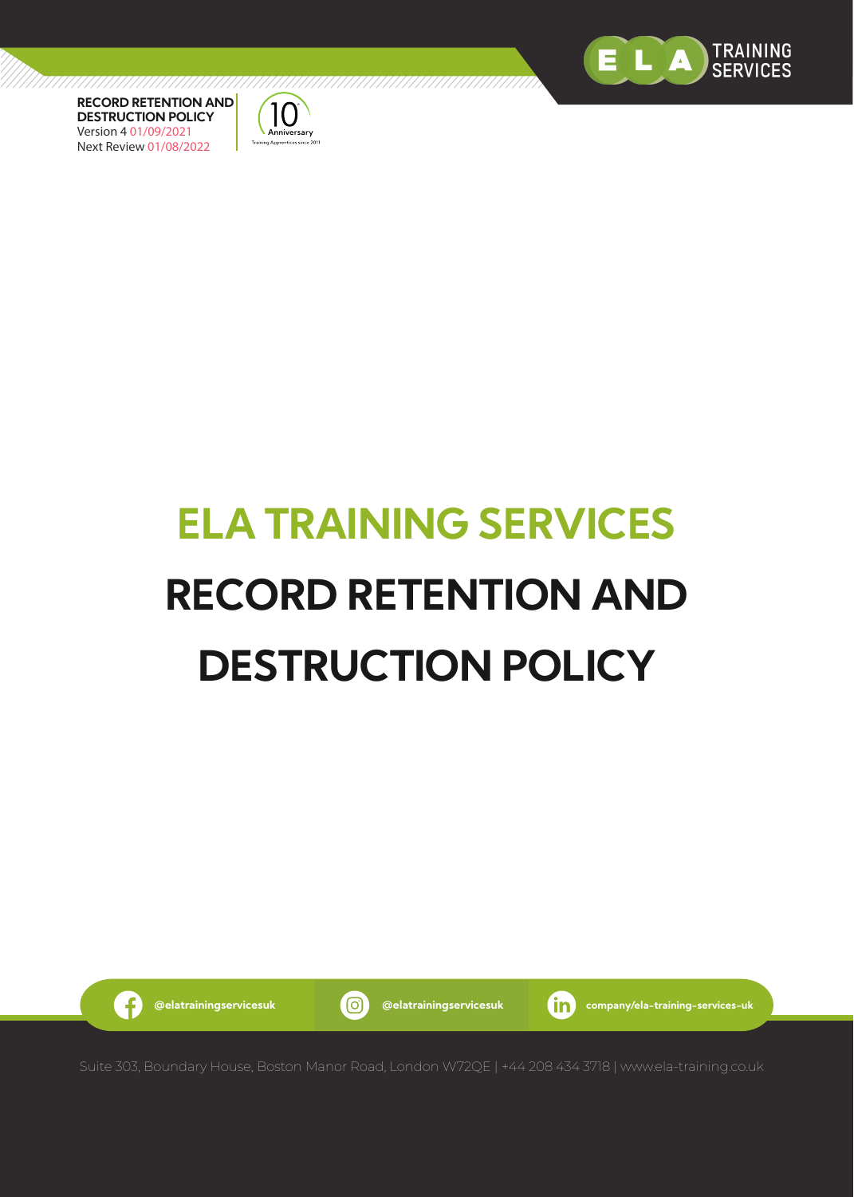**RECORD RETENTION AND DESTRUCTION POLICY**
Version 4 01/09/2021
Next Review 01/08/2022

# ELA TRAINING SERVICES

# RECORD RETENTION AND DESTRUCTION POLICY

@elatrainingservicesuk | @elatrainingservicesuk | company/ela-training-services-uk

Suite 303, Boundary House, Boston Manor Road, London W72QE | +44 208 434 3718 | www.ela-training.co.uk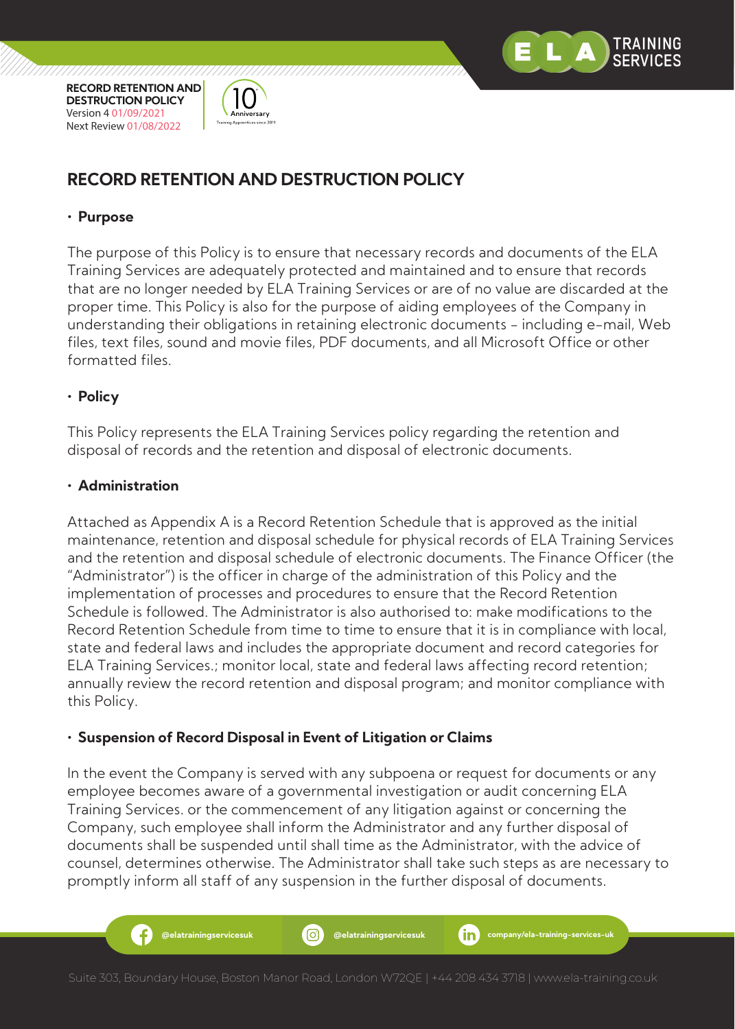# RECORD RETENTION AND DESTRUCTION POLICY

- **Purpose**

The purpose of this Policy is to ensure that necessary records and documents of the ELA Training Services are adequately protected and maintained and to ensure that records that are no longer needed by ELA Training Services or are of no value are discarded at the proper time. This Policy is also for the purpose of aiding employees of the Company in understanding their obligations in retaining electronic documents - including e-mail, Web files, text files, sound and movie files, PDF documents, and all Microsoft Office or other formatted files.

- **Policy**

This Policy represents the ELA Training Services policy regarding the retention and disposal of records and the retention and disposal of electronic documents.

- **Administration**

Attached as Appendix A is a Record Retention Schedule that is approved as the initial maintenance, retention and disposal schedule for physical records of ELA Training Services and the retention and disposal schedule of electronic documents. The Finance Officer (the "Administrator") is the officer in charge of the administration of this Policy and the implementation of processes and procedures to ensure that the Record Retention Schedule is followed. The Administrator is also authorised to: make modifications to the Record Retention Schedule from time to time to ensure that it is in compliance with local, state and federal laws and includes the appropriate document and record categories for ELA Training Services.; monitor local, state and federal laws affecting record retention; annually review the record retention and disposal program; and monitor compliance with this Policy.

- **Suspension of Record Disposal in Event of Litigation or Claims**

In the event the Company is served with any subpoena or request for documents or any employee becomes aware of a governmental investigation or audit concerning ELA Training Services. or the commencement of any litigation against or concerning the Company, such employee shall inform the Administrator and any further disposal of documents shall be suspended until shall time as the Administrator, with the advice of counsel, determines otherwise. The Administrator shall take such steps as are necessary to promptly inform all staff of any suspension in the further disposal of documents.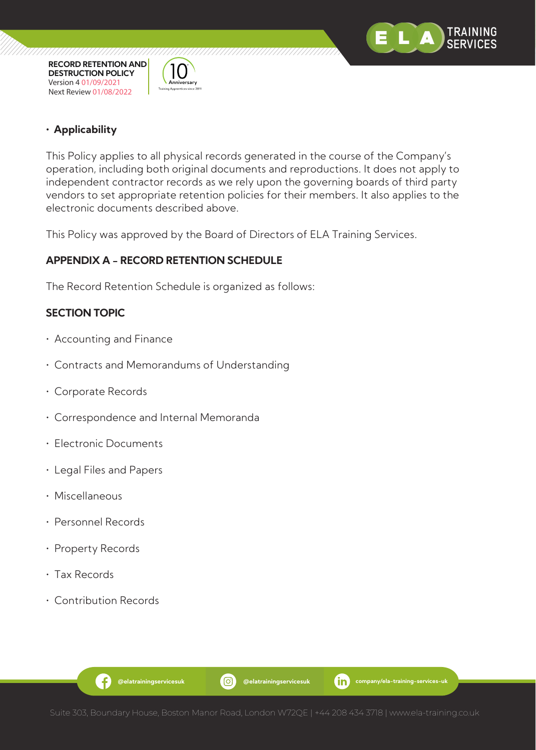- **Applicability**

This Policy applies to all physical records generated in the course of the Company's operation, including both original documents and reproductions. It does not apply to independent contractor records as we rely upon the governing boards of third party vendors to set appropriate retention policies for their members. It also applies to the electronic documents described above.

This Policy was approved by the Board of Directors of ELA Training Services.

## APPENDIX A – RECORD RETENTION SCHEDULE

The Record Retention Schedule is organized as follows:

### SECTION TOPIC

- Accounting and Finance
- Contracts and Memorandums of Understanding
- Corporate Records
- Correspondence and Internal Memoranda
- Electronic Documents
- Legal Files and Papers
- Miscellaneous
- Personnel Records
- Property Records
- Tax Records
- Contribution Records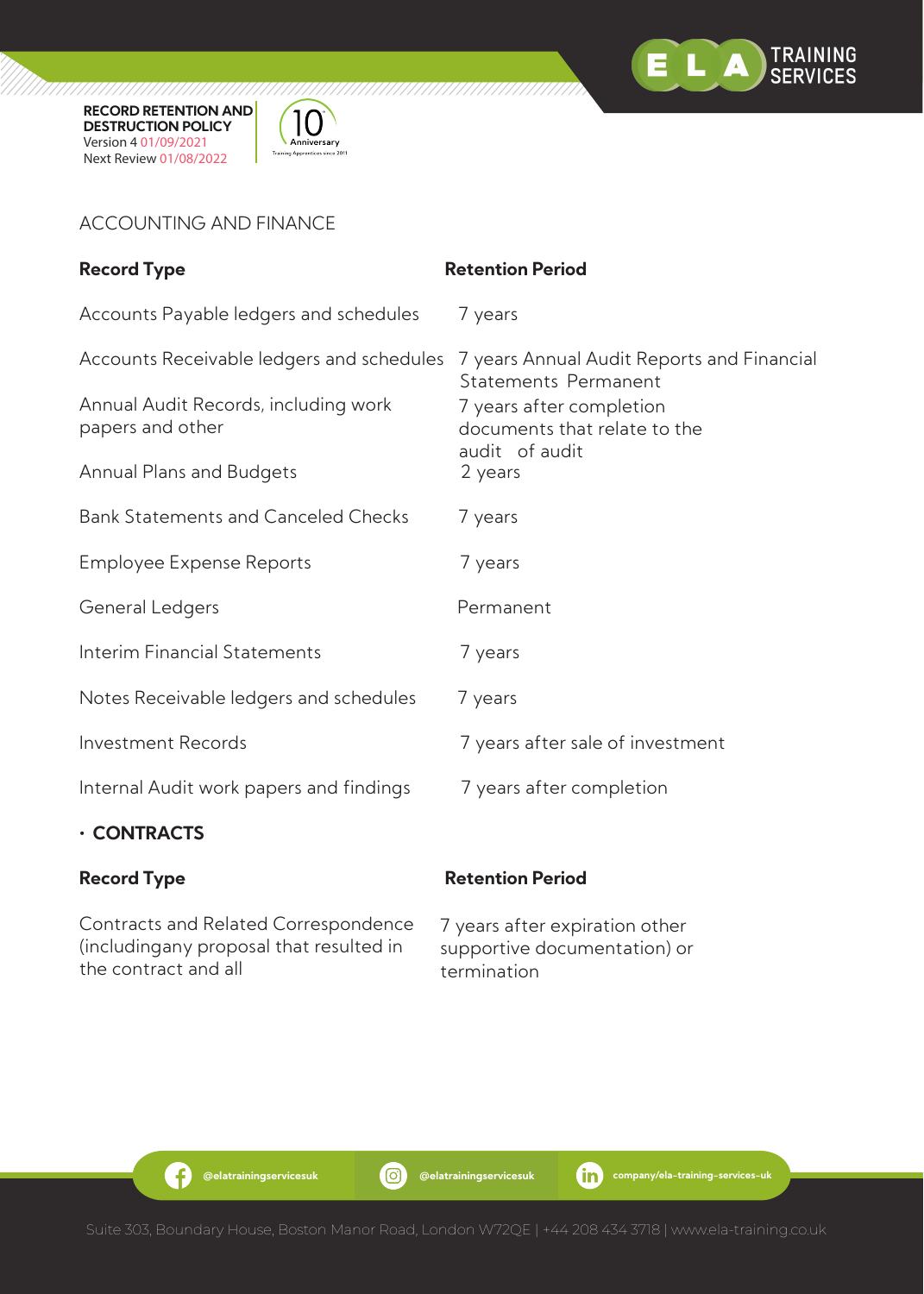ACCOUNTING AND FINANCE

| Record Type | Retention Period |
|---|---|
| Accounts Payable ledgers and schedules | 7 years |
| Accounts Receivable ledgers and schedules | 7 years Annual Audit Reports and Financial Statements Permanent |
| Annual Audit Records, including work papers and other | 7 years after completion documents that relate to the audit of audit |
| Annual Plans and Budgets | 2 years |
| Bank Statements and Canceled Checks | 7 years |
| Employee Expense Reports | 7 years |
| General Ledgers | Permanent |
| Interim Financial Statements | 7 years |
| Notes Receivable ledgers and schedules | 7 years |
| Investment Records | 7 years after sale of investment |
| Internal Audit work papers and findings | 7 years after completion |

- **CONTRACTS**

| Record Type | Retention Period |
|---|---|
| Contracts and Related Correspondence (includingany proposal that resulted in the contract and all | 7 years after expiration other supportive documentation) or termination |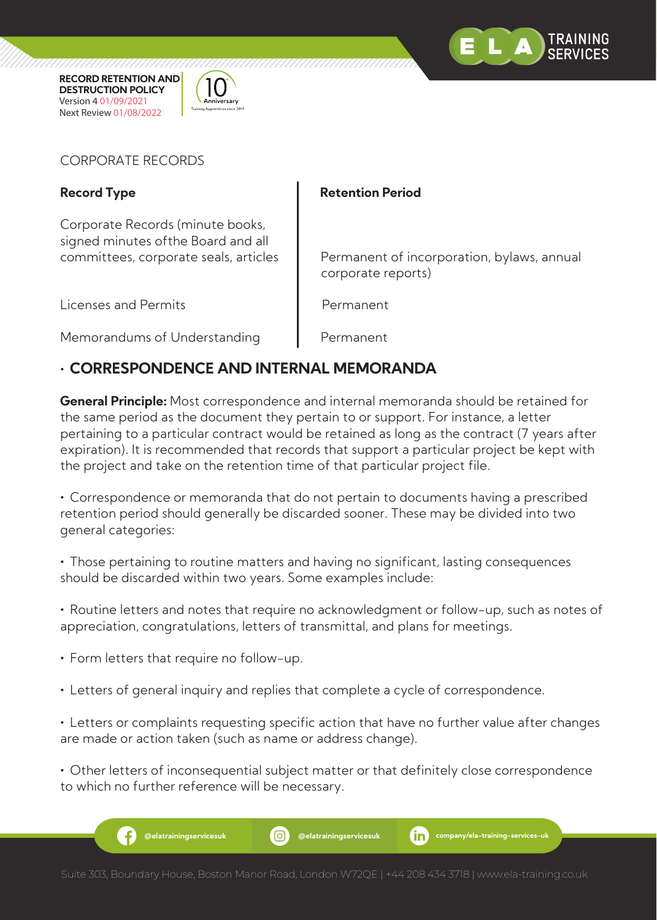CORPORATE RECORDS

| Record Type | Retention Period |
| --- | --- |
| Corporate Records (minute books, signed minutes ofthe Board and all committees, corporate seals, articles | Permanent of incorporation, bylaws, annual corporate reports) |
| Licenses and Permits | Permanent |
| Memorandums of Understanding | Permanent |

## • CORRESPONDENCE AND INTERNAL MEMORANDA

**General Principle:** Most correspondence and internal memoranda should be retained for the same period as the document they pertain to or support. For instance, a letter pertaining to a particular contract would be retained as long as the contract (7 years after expiration). It is recommended that records that support a particular project be kept with the project and take on the retention time of that particular project file.

• Correspondence or memoranda that do not pertain to documents having a prescribed retention period should generally be discarded sooner. These may be divided into two general categories:

• Those pertaining to routine matters and having no significant, lasting consequences should be discarded within two years. Some examples include:

• Routine letters and notes that require no acknowledgment or follow-up, such as notes of appreciation, congratulations, letters of transmittal, and plans for meetings.

• Form letters that require no follow-up.

• Letters of general inquiry and replies that complete a cycle of correspondence.

• Letters or complaints requesting specific action that have no further value after changes are made or action taken (such as name or address change).

• Other letters of inconsequential subject matter or that definitely close correspondence to which no further reference will be necessary.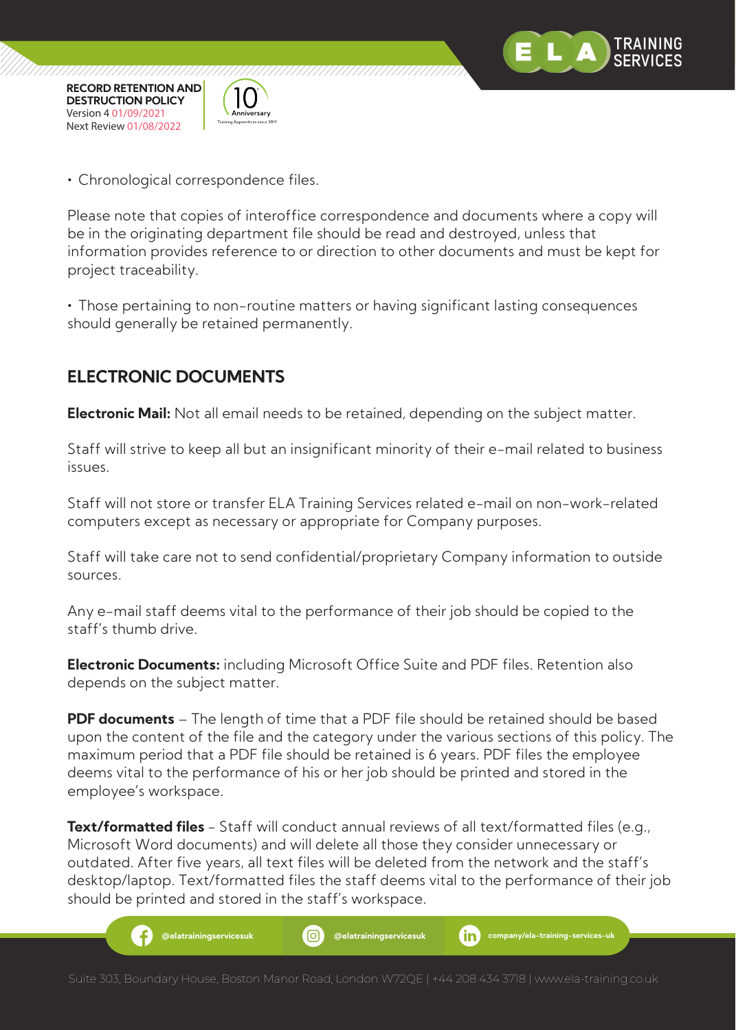• Chronological correspondence files.

Please note that copies of interoffice correspondence and documents where a copy will be in the originating department file should be read and destroyed, unless that information provides reference to or direction to other documents and must be kept for project traceability.

• Those pertaining to non-routine matters or having significant lasting consequences should generally be retained permanently.

## ELECTRONIC DOCUMENTS

**Electronic Mail:** Not all email needs to be retained, depending on the subject matter.

Staff will strive to keep all but an insignificant minority of their e-mail related to business issues.

Staff will not store or transfer ELA Training Services related e-mail on non-work-related computers except as necessary or appropriate for Company purposes.

Staff will take care not to send confidential/proprietary Company information to outside sources.

Any e-mail staff deems vital to the performance of their job should be copied to the staff's thumb drive.

**Electronic Documents:** including Microsoft Office Suite and PDF files. Retention also depends on the subject matter.

**PDF documents** – The length of time that a PDF file should be retained should be based upon the content of the file and the category under the various sections of this policy. The maximum period that a PDF file should be retained is 6 years. PDF files the employee deems vital to the performance of his or her job should be printed and stored in the employee's workspace.

**Text/formatted files** – Staff will conduct annual reviews of all text/formatted files (e.g., Microsoft Word documents) and will delete all those they consider unnecessary or outdated. After five years, all text files will be deleted from the network and the staff's desktop/laptop. Text/formatted files the staff deems vital to the performance of their job should be printed and stored in the staff's workspace.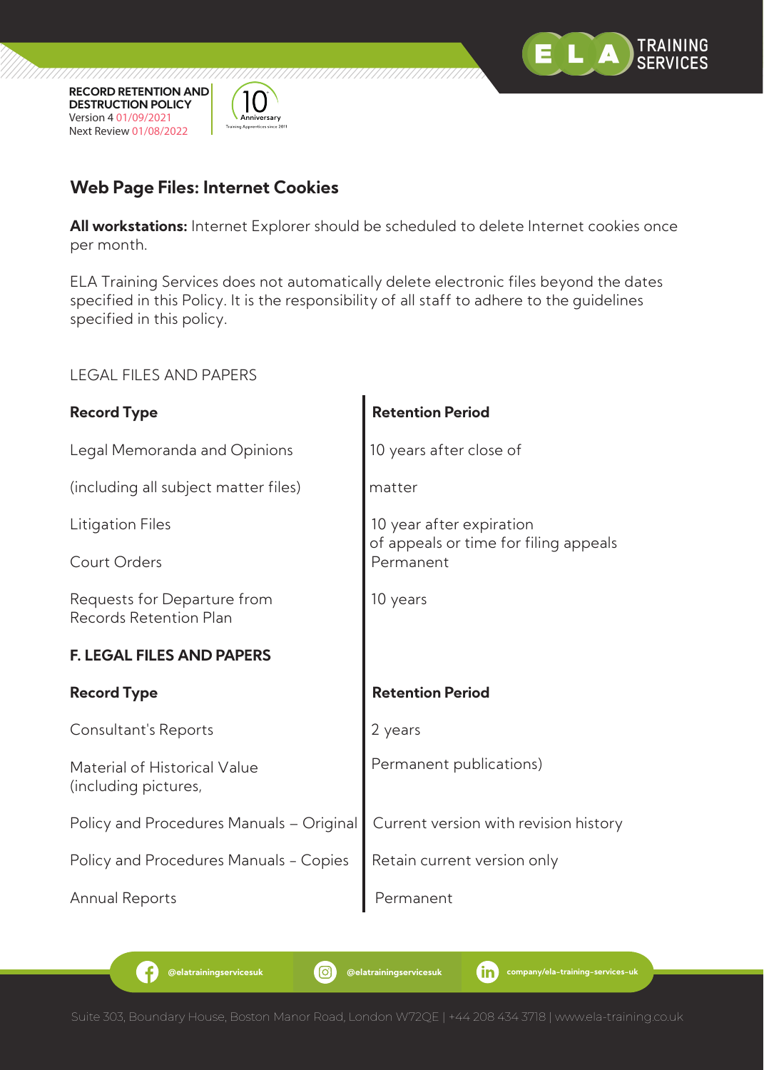## Web Page Files: Internet Cookies

**All workstations:** Internet Explorer should be scheduled to delete Internet cookies once per month.

ELA Training Services does not automatically delete electronic files beyond the dates specified in this Policy. It is the responsibility of all staff to adhere to the guidelines specified in this policy.

LEGAL FILES AND PAPERS

| Record Type | Retention Period |
|---|---|
| Legal Memoranda and Opinions (including all subject matter files) | 10 years after close of matter |
| Litigation Files | 10 year after expiration of appeals or time for filing appeals |
| Court Orders | Permanent |
| Requests for Departure from Records Retention Plan | 10 years |

**F. LEGAL FILES AND PAPERS**

| Record Type | Retention Period |
|---|---|
| Consultant's Reports | 2 years |
| Material of Historical Value (including pictures, | Permanent publications) |
| Policy and Procedures Manuals – Original | Current version with revision history |
| Policy and Procedures Manuals – Copies | Retain current version only |
| Annual Reports | Permanent |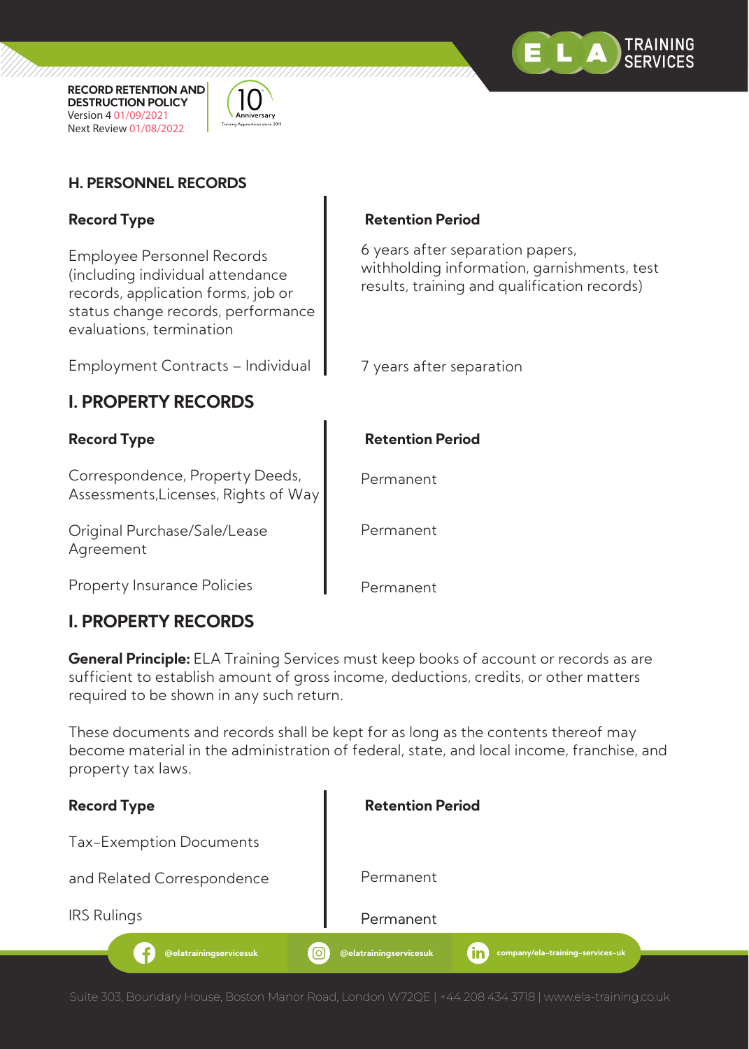## H. PERSONNEL RECORDS

| Record Type | Retention Period |
|---|---|
| Employee Personnel Records (including individual attendance records, application forms, job or status change records, performance evaluations, termination | 6 years after separation papers, withholding information, garnishments, test results, training and qualification records) |
| Employment Contracts – Individual | 7 years after separation |

## I. PROPERTY RECORDS

| Record Type | Retention Period |
|---|---|
| Correspondence, Property Deeds, Assessments,Licenses, Rights of Way | Permanent |
| Original Purchase/Sale/Lease Agreement | Permanent |
| Property Insurance Policies | Permanent |

## I. PROPERTY RECORDS

**General Principle:** ELA Training Services must keep books of account or records as are sufficient to establish amount of gross income, deductions, credits, or other matters required to be shown in any such return.

These documents and records shall be kept for as long as the contents thereof may become material in the administration of federal, state, and local income, franchise, and property tax laws.

| Record Type | Retention Period |
|---|---|
| Tax-Exemption Documents and Related Correspondence | Permanent |
| IRS Rulings | Permanent |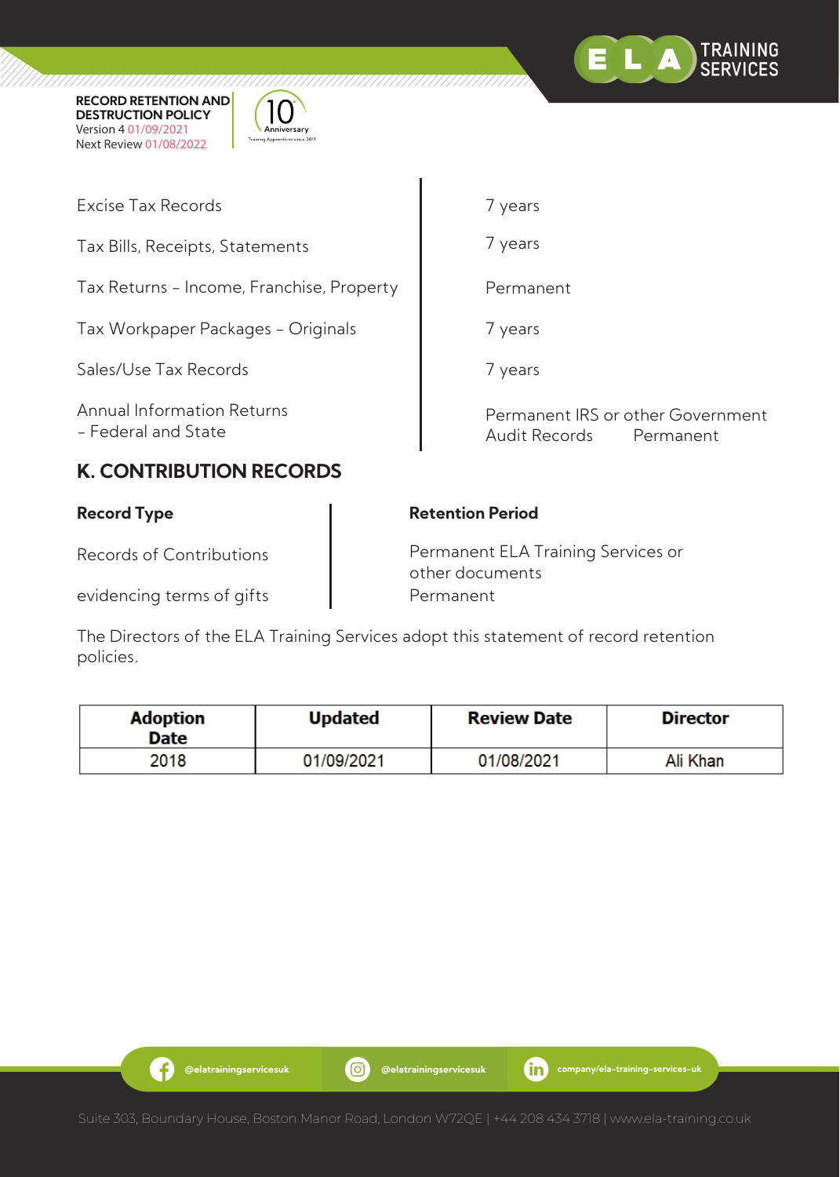| | |
|---|---|
| Excise Tax Records | 7 years |
| Tax Bills, Receipts, Statements | 7 years |
| Tax Returns – Income, Franchise, Property | Permanent |
| Tax Workpaper Packages – Originals | 7 years |
| Sales/Use Tax Records | 7 years |
| Annual Information Returns – Federal and State | Permanent IRS or other Government Audit Records Permanent |

## K. CONTRIBUTION RECORDS

| Record Type | Retention Period |
|---|---|
| Records of Contributions | Permanent ELA Training Services or other documents |
| evidencing terms of gifts | Permanent |

The Directors of the ELA Training Services adopt this statement of record retention policies.

| Adoption Date | Updated | Review Date | Director |
|---|---|---|---|
| 2018 | 01/09/2021 | 01/08/2021 | Ali Khan |